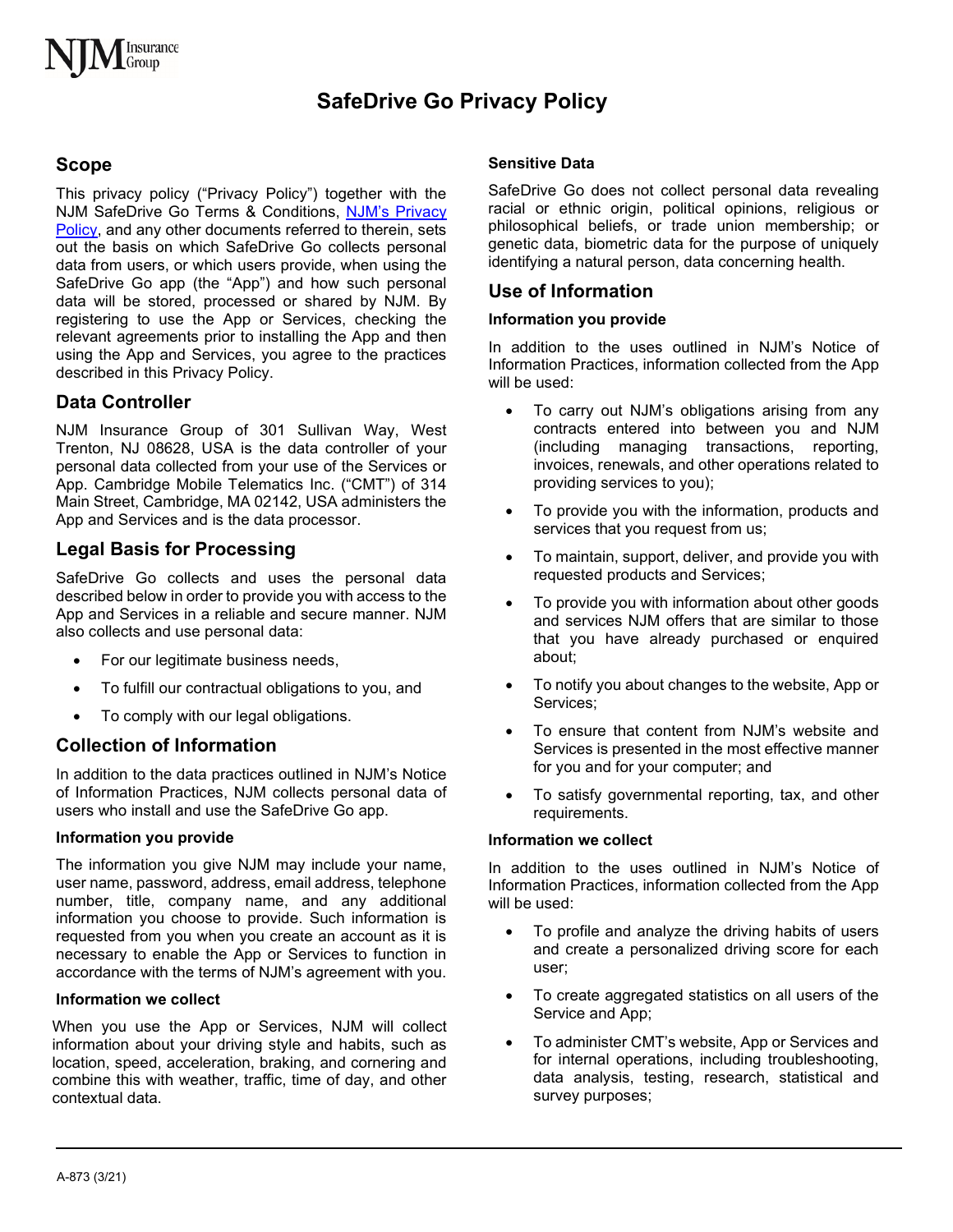# SafeDrive Go Privacy Policy

## Scope

This privacy policy ("Privacy Policy") together with the NJM SafeDrive Go Terms & Conditions, NJM's Privacy Policy, and any other documents referred to therein, sets out the basis on which SafeDrive Go collects personal data from users, or which users provide, when using the SafeDrive Go app (the "App") and how such personal data will be stored, processed or shared by NJM. By registering to use the App or Services, checking the relevant agreements prior to installing the App and then using the App and Services, you agree to the practices described in this Privacy Policy.

## Data Controller

NJM Insurance Group of 301 Sullivan Way, West Trenton, NJ 08628, USA is the data controller of your personal data collected from your use of the Services or App. Cambridge Mobile Telematics Inc. ("CMT") of 314 Main Street, Cambridge, MA 02142, USA administers the App and Services and is the data processor.

## Legal Basis for Processing

SafeDrive Go collects and uses the personal data described below in order to provide you with access to the App and Services in a reliable and secure manner. NJM also collects and use personal data:

- For our legitimate business needs,
- To fulfill our contractual obligations to you, and
- To comply with our legal obligations.

## Collection of Information

In addition to the data practices outlined in NJM's Notice of Information Practices, NJM collects personal data of users who install and use the SafeDrive Go app.

### Information you provide

The information you give NJM may include your name, user name, password, address, email address, telephone number, title, company name, and any additional information you choose to provide. Such information is requested from you when you create an account as it is necessary to enable the App or Services to function in accordance with the terms of NJM's agreement with you.

### Information we collect

When you use the App or Services, NJM will collect information about your driving style and habits, such as location, speed, acceleration, braking, and cornering and combine this with weather, traffic, time of day, and other contextual data.

### Sensitive Data

SafeDrive Go does not collect personal data revealing racial or ethnic origin, political opinions, religious or philosophical beliefs, or trade union membership; or genetic data, biometric data for the purpose of uniquely identifying a natural person, data concerning health.

## Use of Information

### Information you provide

In addition to the uses outlined in NJM's Notice of Information Practices, information collected from the App will be used:

- To carry out NJM's obligations arising from any contracts entered into between you and NJM (including managing transactions, reporting, invoices, renewals, and other operations related to providing services to you);
- To provide you with the information, products and services that you request from us;
- To maintain, support, deliver, and provide you with requested products and Services;
- To provide you with information about other goods and services NJM offers that are similar to those that you have already purchased or enquired about;
- To notify you about changes to the website, App or Services;
- To ensure that content from NJM's website and Services is presented in the most effective manner for you and for your computer; and
- To satisfy governmental reporting, tax, and other requirements.

### Information we collect

In addition to the uses outlined in NJM's Notice of Information Practices, information collected from the App will be used:

- To profile and analyze the driving habits of users and create a personalized driving score for each user;
- To create aggregated statistics on all users of the Service and App;
- To administer CMT's website, App or Services and for internal operations, including troubleshooting, data analysis, testing, research, statistical and survey purposes;

A-873 (3/21)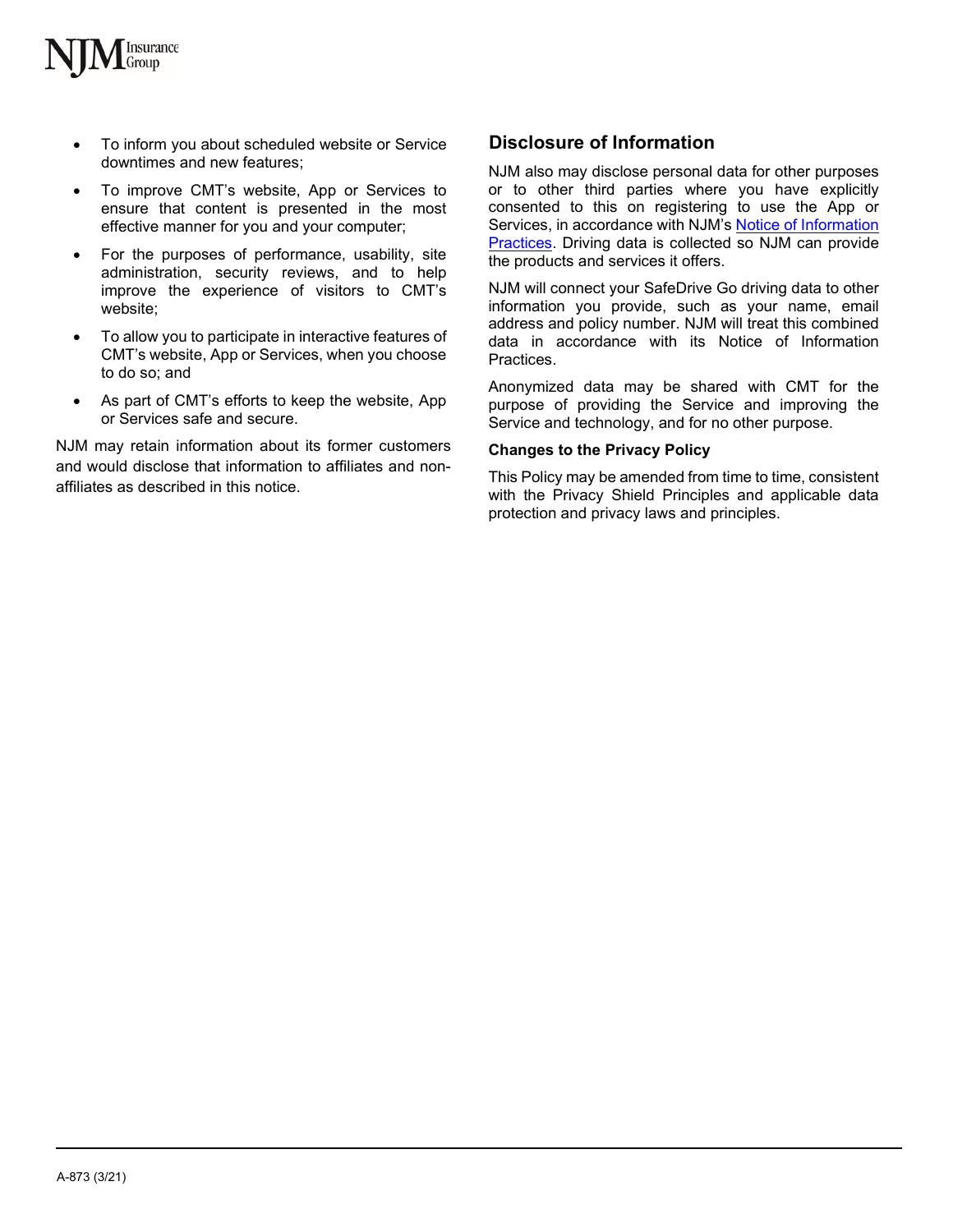- To inform you about scheduled website or Service downtimes and new features;
- To improve CMT's website, App or Services to ensure that content is presented in the most effective manner for you and your computer;
- For the purposes of performance, usability, site administration, security reviews, and to help improve the experience of visitors to CMT's website;
- To allow you to participate in interactive features of CMT's website, App or Services, when you choose to do so; and
- As part of CMT's efforts to keep the website, App or Services safe and secure.

NJM may retain information about its former customers and would disclose that information to affiliates and non-affiliates as described in this notice.

## Disclosure of Information

NJM also may disclose personal data for other purposes or to other third parties where you have explicitly consented to this on registering to use the App or Services, in accordance with NJM's [Notice of Information Practices](). Driving data is collected so NJM can provide the products and services it offers.

NJM will connect your SafeDrive Go driving data to other information you provide, such as your name, email address and policy number. NJM will treat this combined data in accordance with its Notice of Information Practices.

Anonymized data may be shared with CMT for the purpose of providing the Service and improving the Service and technology, and for no other purpose.

**Changes to the Privacy Policy**

This Policy may be amended from time to time, consistent with the Privacy Shield Principles and applicable data protection and privacy laws and principles.

A-873 (3/21)